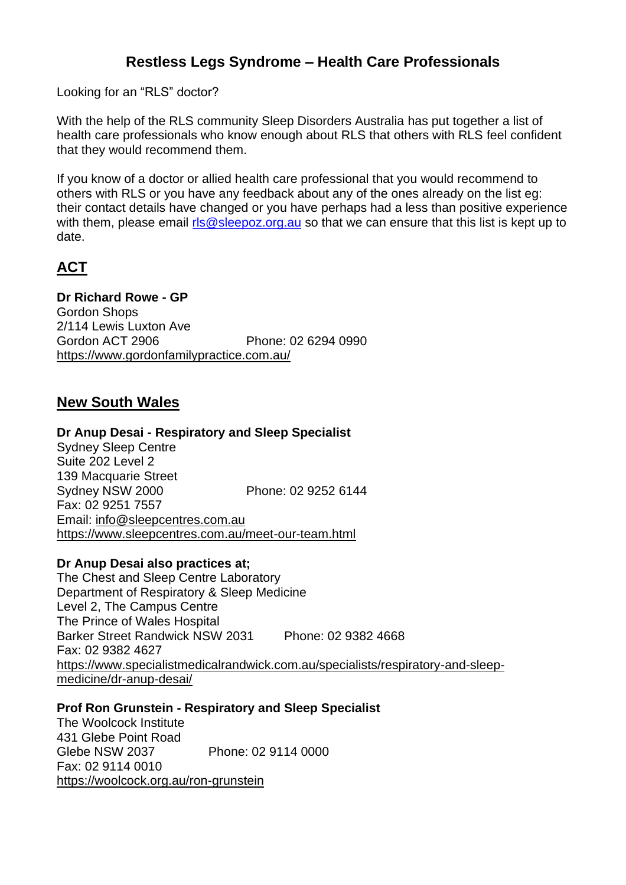# Restless Legs Syndrome – Health Care Professionals

Looking for an "RLS" doctor?

With the help of the RLS community Sleep Disorders Australia has put together a list of health care professionals who know enough about RLS that others with RLS feel confident that they would recommend them.

If you know of a doctor or allied health care professional that you would recommend to others with RLS or you have any feedback about any of the ones already on the list eg: their contact details have changed or you have perhaps had a less than positive experience with them, please email rls@sleepoz.org.au so that we can ensure that this list is kept up to date.

## ACT

**Dr Richard Rowe - GP**
Gordon Shops
2/114 Lewis Luxton Ave
Gordon ACT 2906 Phone: 02 6294 0990
https://www.gordonfamilypractice.com.au/

## New South Wales

**Dr Anup Desai - Respiratory and Sleep Specialist**
Sydney Sleep Centre
Suite 202 Level 2
139 Macquarie Street
Sydney NSW 2000 Phone: 02 9252 6144
Fax: 02 9251 7557
Email: info@sleepcentres.com.au
https://www.sleepcentres.com.au/meet-our-team.html

**Dr Anup Desai also practices at;**
The Chest and Sleep Centre Laboratory
Department of Respiratory & Sleep Medicine
Level 2, The Campus Centre
The Prince of Wales Hospital
Barker Street Randwick NSW 2031 Phone: 02 9382 4668
Fax: 02 9382 4627
https://www.specialistmedicalrandwick.com.au/specialists/respiratory-and-sleep-medicine/dr-anup-desai/

**Prof Ron Grunstein - Respiratory and Sleep Specialist**
The Woolcock Institute
431 Glebe Point Road
Glebe NSW 2037 Phone: 02 9114 0000
Fax: 02 9114 0010
https://woolcock.org.au/ron-grunstein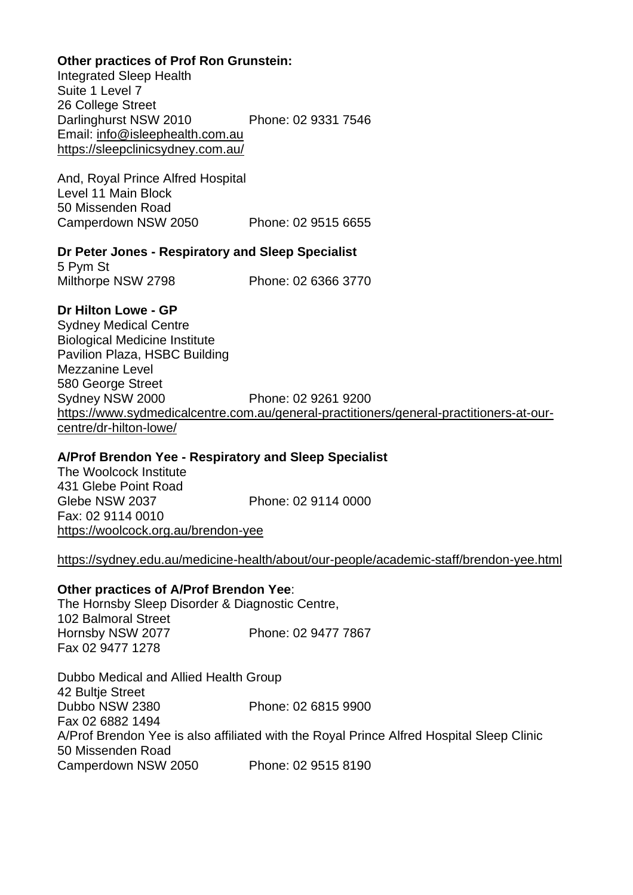**Other practices of Prof Ron Grunstein:**
Integrated Sleep Health
Suite 1 Level 7
26 College Street
Darlinghurst NSW 2010 Phone: 02 9331 7546
Email: info@isleephealth.com.au
https://sleepclinicsydney.com.au/

And, Royal Prince Alfred Hospital
Level 11 Main Block
50 Missenden Road
Camperdown NSW 2050 Phone: 02 9515 6655

**Dr Peter Jones - Respiratory and Sleep Specialist**
5 Pym St
Milthorpe NSW 2798 Phone: 02 6366 3770

**Dr Hilton Lowe - GP**
Sydney Medical Centre
Biological Medicine Institute
Pavilion Plaza, HSBC Building
Mezzanine Level
580 George Street
Sydney NSW 2000 Phone: 02 9261 9200
https://www.sydmedicalcentre.com.au/general-practitioners/general-practitioners-at-our-centre/dr-hilton-lowe/

**A/Prof Brendon Yee - Respiratory and Sleep Specialist**
The Woolcock Institute
431 Glebe Point Road
Glebe NSW 2037 Phone: 02 9114 0000
Fax: 02 9114 0010
https://woolcock.org.au/brendon-yee

https://sydney.edu.au/medicine-health/about/our-people/academic-staff/brendon-yee.html

**Other practices of A/Prof Brendon Yee**:
The Hornsby Sleep Disorder & Diagnostic Centre,
102 Balmoral Street
Hornsby NSW 2077 Phone: 02 9477 7867
Fax 02 9477 1278

Dubbo Medical and Allied Health Group
42 Bultje Street
Dubbo NSW 2380 Phone: 02 6815 9900
Fax 02 6882 1494
A/Prof Brendon Yee is also affiliated with the Royal Prince Alfred Hospital Sleep Clinic
50 Missenden Road
Camperdown NSW 2050 Phone: 02 9515 8190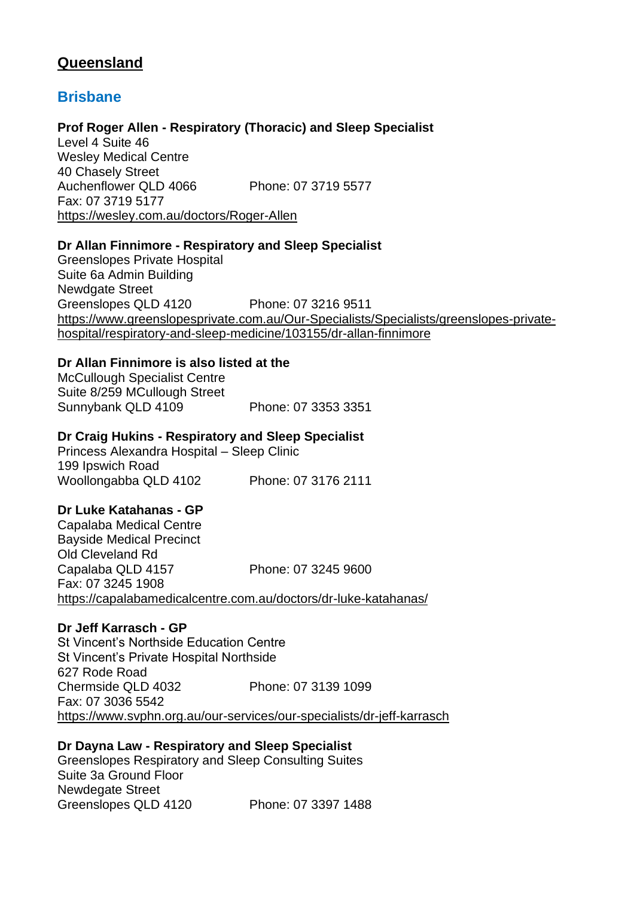## Queensland

### Brisbane

**Prof Roger Allen - Respiratory (Thoracic) and Sleep Specialist**
Level 4 Suite 46
Wesley Medical Centre
40 Chasely Street
Auchenflower QLD 4066 Phone: 07 3719 5577
Fax: 07 3719 5177
https://wesley.com.au/doctors/Roger-Allen

**Dr Allan Finnimore - Respiratory and Sleep Specialist**
Greenslopes Private Hospital
Suite 6a Admin Building
Newdgate Street
Greenslopes QLD 4120 Phone: 07 3216 9511
https://www.greenslopesprivate.com.au/Our-Specialists/Specialists/greenslopes-private-hospital/respiratory-and-sleep-medicine/103155/dr-allan-finnimore

**Dr Allan Finnimore is also listed at the**
McCullough Specialist Centre
Suite 8/259 MCullough Street
Sunnybank QLD 4109 Phone: 07 3353 3351

**Dr Craig Hukins - Respiratory and Sleep Specialist**
Princess Alexandra Hospital – Sleep Clinic
199 Ipswich Road
Woollongabba QLD 4102 Phone: 07 3176 2111

**Dr Luke Katahanas - GP**
Capalaba Medical Centre
Bayside Medical Precinct
Old Cleveland Rd
Capalaba QLD 4157 Phone: 07 3245 9600
Fax: 07 3245 1908
https://capalabamedicalcentre.com.au/doctors/dr-luke-katahanas/

**Dr Jeff Karrasch - GP**
St Vincent's Northside Education Centre
St Vincent's Private Hospital Northside
627 Rode Road
Chermside QLD 4032 Phone: 07 3139 1099
Fax: 07 3036 5542
https://www.svphn.org.au/our-services/our-specialists/dr-jeff-karrasch

**Dr Dayna Law - Respiratory and Sleep Specialist**
Greenslopes Respiratory and Sleep Consulting Suites
Suite 3a Ground Floor
Newdegate Street
Greenslopes QLD 4120 Phone: 07 3397 1488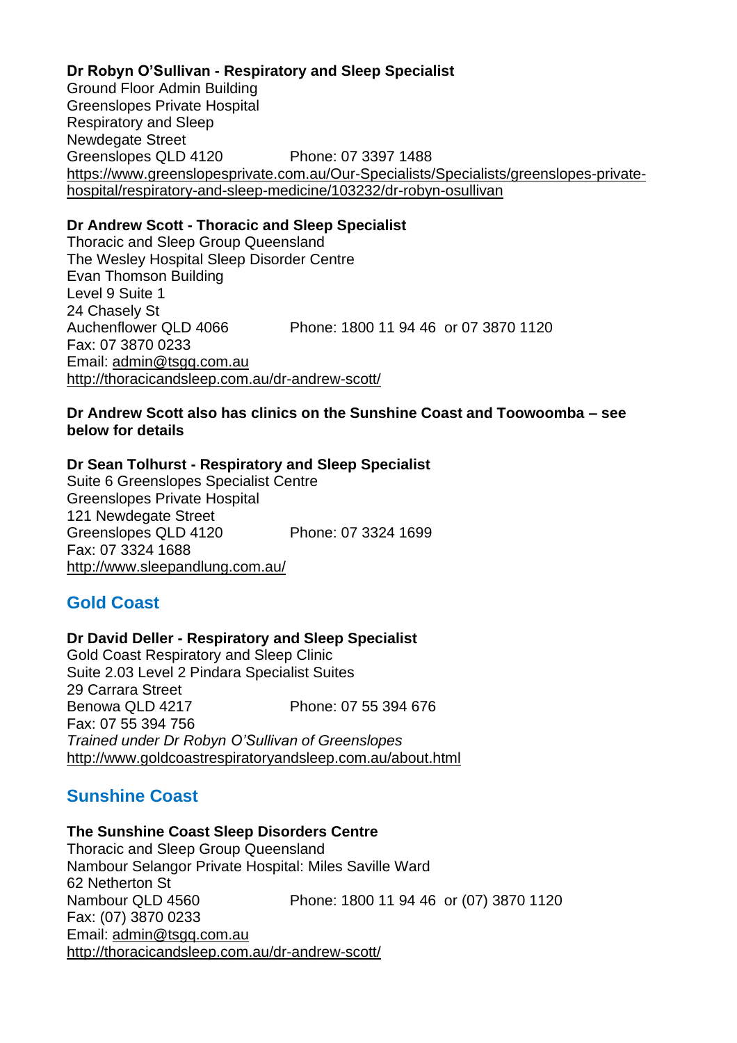**Dr Robyn O'Sullivan - Respiratory and Sleep Specialist**
Ground Floor Admin Building
Greenslopes Private Hospital
Respiratory and Sleep
Newdegate Street
Greenslopes QLD 4120 Phone: 07 3397 1488
https://www.greenslopesprivate.com.au/Our-Specialists/Specialists/greenslopes-private-hospital/respiratory-and-sleep-medicine/103232/dr-robyn-osullivan

**Dr Andrew Scott - Thoracic and Sleep Specialist**
Thoracic and Sleep Group Queensland
The Wesley Hospital Sleep Disorder Centre
Evan Thomson Building
Level 9 Suite 1
24 Chasely St
Auchenflower QLD 4066 Phone: 1800 11 94 46 or 07 3870 1120
Fax: 07 3870 0233
Email: admin@tsgq.com.au
http://thoracicandsleep.com.au/dr-andrew-scott/

**Dr Andrew Scott also has clinics on the Sunshine Coast and Toowoomba – see below for details**

**Dr Sean Tolhurst - Respiratory and Sleep Specialist**
Suite 6 Greenslopes Specialist Centre
Greenslopes Private Hospital
121 Newdegate Street
Greenslopes QLD 4120 Phone: 07 3324 1699
Fax: 07 3324 1688
http://www.sleepandlung.com.au/

## Gold Coast

**Dr David Deller - Respiratory and Sleep Specialist**
Gold Coast Respiratory and Sleep Clinic
Suite 2.03 Level 2 Pindara Specialist Suites
29 Carrara Street
Benowa QLD 4217 Phone: 07 55 394 676
Fax: 07 55 394 756
*Trained under Dr Robyn O'Sullivan of Greenslopes*
http://www.goldcoastrespiratoryandsleep.com.au/about.html

## Sunshine Coast

**The Sunshine Coast Sleep Disorders Centre**
Thoracic and Sleep Group Queensland
Nambour Selangor Private Hospital: Miles Saville Ward
62 Netherton St
Nambour QLD 4560 Phone: 1800 11 94 46 or (07) 3870 1120
Fax: (07) 3870 0233
Email: admin@tsgq.com.au
http://thoracicandsleep.com.au/dr-andrew-scott/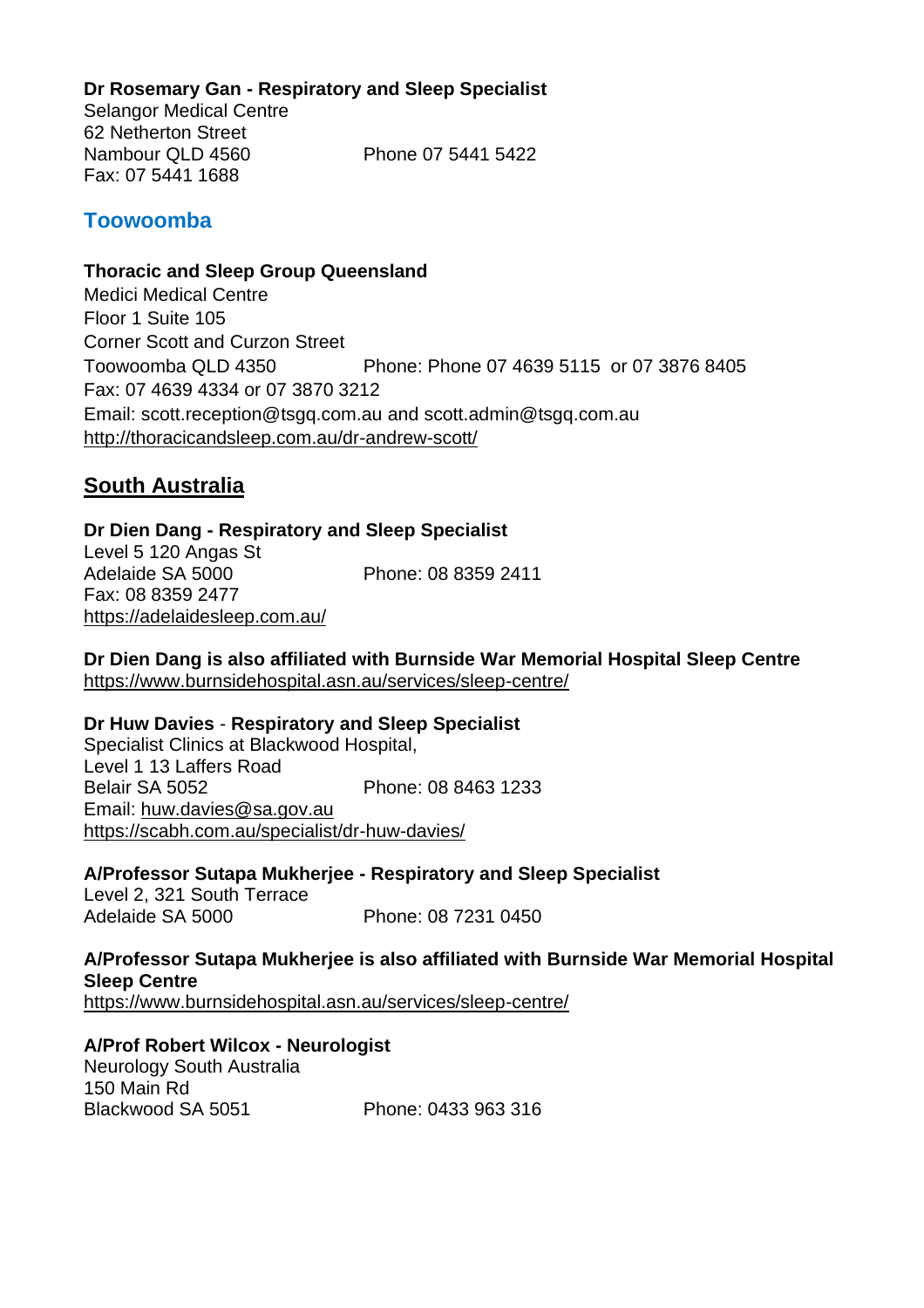**Dr Rosemary Gan - Respiratory and Sleep Specialist**
Selangor Medical Centre
62 Netherton Street
Nambour QLD 4560 Phone 07 5441 5422
Fax: 07 5441 1688

### Toowoomba

**Thoracic and Sleep Group Queensland**
Medici Medical Centre
Floor 1 Suite 105
Corner Scott and Curzon Street
Toowoomba QLD 4350 Phone: Phone 07 4639 5115 or 07 3876 8405
Fax: 07 4639 4334 or 07 3870 3212
Email: scott.reception@tsgq.com.au and scott.admin@tsgq.com.au
http://thoracicandsleep.com.au/dr-andrew-scott/

## South Australia

**Dr Dien Dang - Respiratory and Sleep Specialist**
Level 5 120 Angas St
Adelaide SA 5000 Phone: 08 8359 2411
Fax: 08 8359 2477
https://adelaidesleep.com.au/

**Dr Dien Dang is also affiliated with Burnside War Memorial Hospital Sleep Centre**
https://www.burnsidehospital.asn.au/services/sleep-centre/

**Dr Huw Davies - Respiratory and Sleep Specialist**
Specialist Clinics at Blackwood Hospital,
Level 1 13 Laffers Road
Belair SA 5052 Phone: 08 8463 1233
Email: huw.davies@sa.gov.au
https://scabh.com.au/specialist/dr-huw-davies/

**A/Professor Sutapa Mukherjee - Respiratory and Sleep Specialist**
Level 2, 321 South Terrace
Adelaide SA 5000 Phone: 08 7231 0450

**A/Professor Sutapa Mukherjee is also affiliated with Burnside War Memorial Hospital Sleep Centre**
https://www.burnsidehospital.asn.au/services/sleep-centre/

**A/Prof Robert Wilcox - Neurologist**
Neurology South Australia
150 Main Rd
Blackwood SA 5051 Phone: 0433 963 316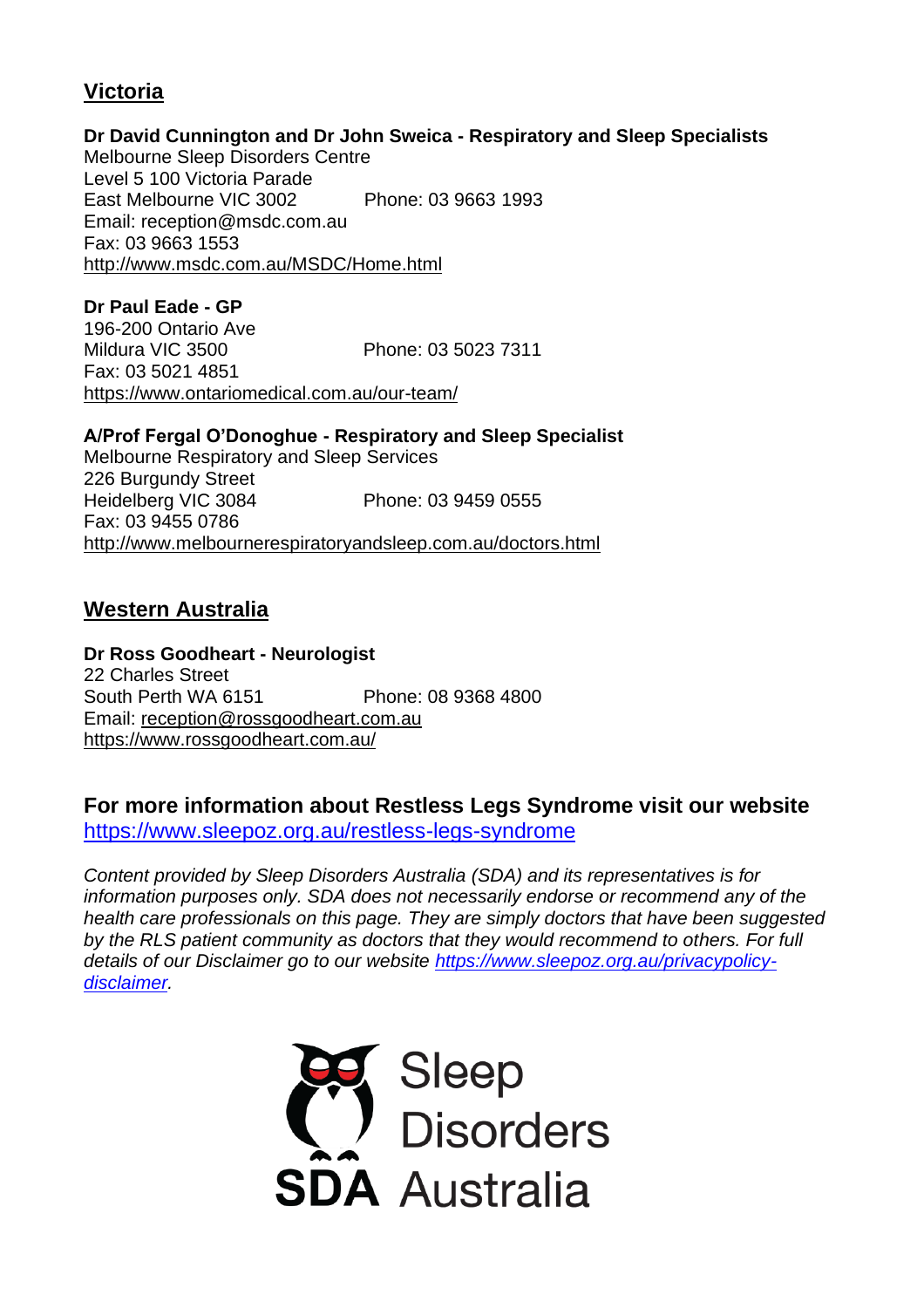## Victoria

**Dr David Cunnington and Dr John Sweica - Respiratory and Sleep Specialists**
Melbourne Sleep Disorders Centre
Level 5 100 Victoria Parade
East Melbourne VIC 3002 Phone: 03 9663 1993
Email: reception@msdc.com.au
Fax: 03 9663 1553
http://www.msdc.com.au/MSDC/Home.html

**Dr Paul Eade - GP**
196-200 Ontario Ave
Mildura VIC 3500 Phone: 03 5023 7311
Fax: 03 5021 4851
https://www.ontariomedical.com.au/our-team/

**A/Prof Fergal O'Donoghue - Respiratory and Sleep Specialist**
Melbourne Respiratory and Sleep Services
226 Burgundy Street
Heidelberg VIC 3084 Phone: 03 9459 0555
Fax: 03 9455 0786
http://www.melbournerespiratoryandsleep.com.au/doctors.html

## Western Australia

**Dr Ross Goodheart - Neurologist**
22 Charles Street
South Perth WA 6151 Phone: 08 9368 4800
Email: reception@rossgoodheart.com.au
https://www.rossgoodheart.com.au/

### For more information about Restless Legs Syndrome visit our website
https://www.sleepoz.org.au/restless-legs-syndrome

*Content provided by Sleep Disorders Australia (SDA) and its representatives is for information purposes only. SDA does not necessarily endorse or recommend any of the health care professionals on this page. They are simply doctors that have been suggested by the RLS patient community as doctors that they would recommend to others. For full details of our Disclaimer go to our website https://www.sleepoz.org.au/privacypolicy-disclaimer.*

SDA Sleep Disorders Australia